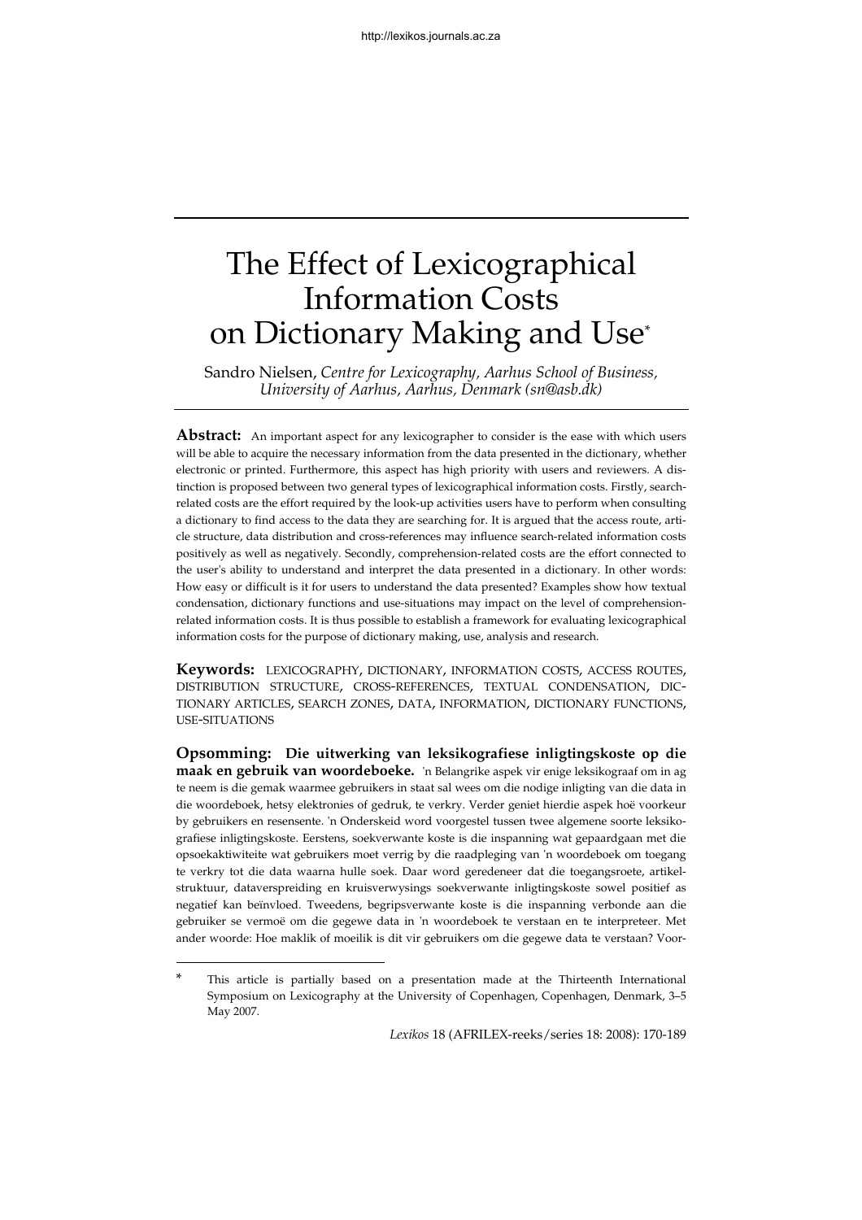# The Effect of Lexicographical Information Costs on Dictionary Making and Use*

Sandro Nielsen, *Centre for Lexicography, Aarhus School of Business, University of Aarhus, Aarhus, Denmark (sn@asb.dk)*

**Abstract:** An important aspect for any lexicographer to consider is the ease with which users will be able to acquire the necessary information from the data presented in the dictionary, whether electronic or printed. Furthermore, this aspect has high priority with users and reviewers. A distinction is proposed between two general types of lexicographical information costs. Firstly, search-related costs are the effort required by the look-up activities users have to perform when consulting a dictionary to find access to the data they are searching for. It is argued that the access route, article structure, data distribution and cross-references may influence search-related information costs positively as well as negatively. Secondly, comprehension-related costs are the effort connected to the user's ability to understand and interpret the data presented in a dictionary. In other words: How easy or difficult is it for users to understand the data presented? Examples show how textual condensation, dictionary functions and use-situations may impact on the level of comprehension-related information costs. It is thus possible to establish a framework for evaluating lexicographical information costs for the purpose of dictionary making, use, analysis and research.

**Keywords:** LEXICOGRAPHY, DICTIONARY, INFORMATION COSTS, ACCESS ROUTES, DISTRIBUTION STRUCTURE, CROSS-REFERENCES, TEXTUAL CONDENSATION, DICTIONARY ARTICLES, SEARCH ZONES, DATA, INFORMATION, DICTIONARY FUNCTIONS, USE-SITUATIONS

**Opsomming: Die uitwerking van leksikografiese inligtingskoste op die maak en gebruik van woordeboeke.** 'n Belangrike aspek vir enige leksikograaf om in ag te neem is die gemak waarmee gebruikers in staat sal wees om die nodige inligting van die data in die woordeboek, hetsy elektronies of gedruk, te verkry. Verder geniet hierdie aspek hoë voorkeur by gebruikers en resensente. 'n Onderskeid word voorgestel tussen twee algemene soorte leksikografiese inligtingskoste. Eerstens, soekverwante koste is die inspanning wat gepaardgaan met die opsoekaktiwiteite wat gebruikers moet verrig by die raadpleging van 'n woordeboek om toegang te verkry tot die data waarna hulle soek. Daar word geredeneer dat die toegangsroete, artikelstruktuur, dataverspreiding en kruisverwysings soekverwante inligtingskoste sowel positief as negatief kan beïnvloed. Tweedens, begripsverwante koste is die inspanning verbonde aan die gebruiker se vermoë om die gegewe data in 'n woordeboek te verstaan en te interpreteer. Met ander woorde: Hoe maklik of moeilik is dit vir gebruikers om die gegewe data te verstaan? Voor-

---

\* This article is partially based on a presentation made at the Thirteenth International Symposium on Lexicography at the University of Copenhagen, Copenhagen, Denmark, 3–5 May 2007.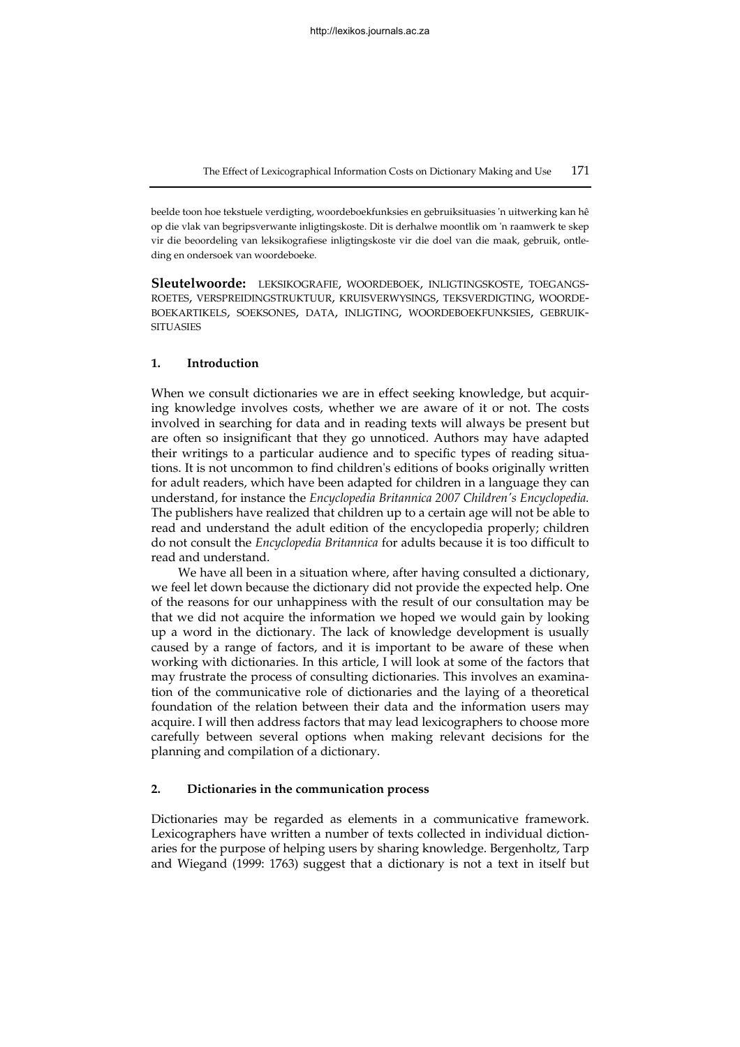beelde toon hoe tekstuele verdigting, woordeboekfunksies en gebruiksituasies 'n uitwerking kan hê op die vlak van begripsverwante inligtingskoste. Dit is derhalwe moontlik om 'n raamwerk te skep vir die beoordeling van leksikografiese inligtingskoste vir die doel van die maak, gebruik, ontleding en ondersoek van woordeboeke.

**Sleutelwoorde:** LEKSIKOGRAFIE, WOORDEBOEK, INLIGTINGSKOSTE, TOEGANGSROETES, VERSPREIDINGSTRUKTUUR, KRUISVERWYSINGS, TEKSVERDIGTING, WOORDEBOEKARTIKELS, SOEKSONES, DATA, INLIGTING, WOORDEBOEKFUNKSIES, GEBRUIKSITUASIES

## 1. Introduction

When we consult dictionaries we are in effect seeking knowledge, but acquiring knowledge involves costs, whether we are aware of it or not. The costs involved in searching for data and in reading texts will always be present but are often so insignificant that they go unnoticed. Authors may have adapted their writings to a particular audience and to specific types of reading situations. It is not uncommon to find children's editions of books originally written for adult readers, which have been adapted for children in a language they can understand, for instance the *Encyclopedia Britannica 2007 Children's Encyclopedia.* The publishers have realized that children up to a certain age will not be able to read and understand the adult edition of the encyclopedia properly; children do not consult the *Encyclopedia Britannica* for adults because it is too difficult to read and understand.

We have all been in a situation where, after having consulted a dictionary, we feel let down because the dictionary did not provide the expected help. One of the reasons for our unhappiness with the result of our consultation may be that we did not acquire the information we hoped we would gain by looking up a word in the dictionary. The lack of knowledge development is usually caused by a range of factors, and it is important to be aware of these when working with dictionaries. In this article, I will look at some of the factors that may frustrate the process of consulting dictionaries. This involves an examination of the communicative role of dictionaries and the laying of a theoretical foundation of the relation between their data and the information users may acquire. I will then address factors that may lead lexicographers to choose more carefully between several options when making relevant decisions for the planning and compilation of a dictionary.

## 2. Dictionaries in the communication process

Dictionaries may be regarded as elements in a communicative framework. Lexicographers have written a number of texts collected in individual dictionaries for the purpose of helping users by sharing knowledge. Bergenholtz, Tarp and Wiegand (1999: 1763) suggest that a dictionary is not a text in itself but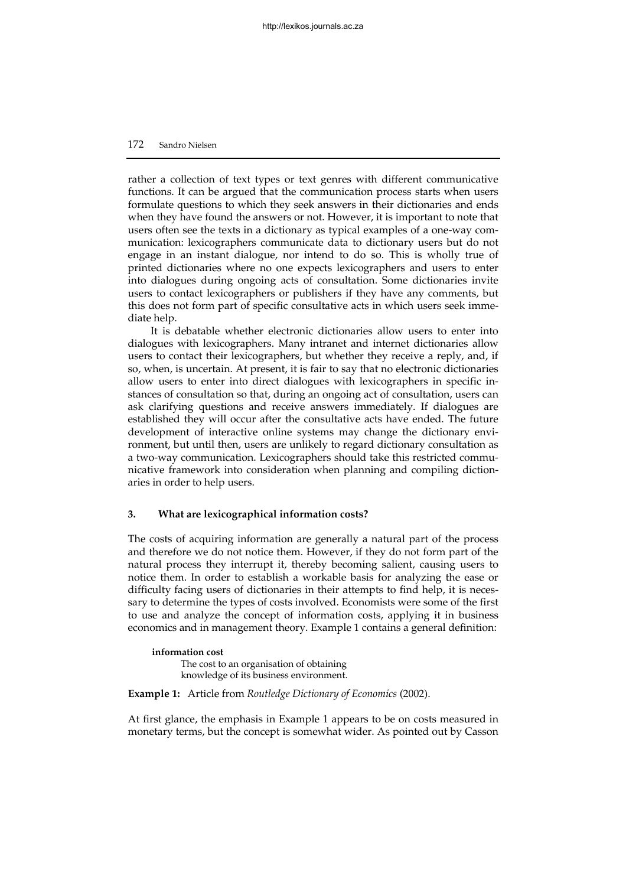rather a collection of text types or text genres with different communicative functions. It can be argued that the communication process starts when users formulate questions to which they seek answers in their dictionaries and ends when they have found the answers or not. However, it is important to note that users often see the texts in a dictionary as typical examples of a one-way communication: lexicographers communicate data to dictionary users but do not engage in an instant dialogue, nor intend to do so. This is wholly true of printed dictionaries where no one expects lexicographers and users to enter into dialogues during ongoing acts of consultation. Some dictionaries invite users to contact lexicographers or publishers if they have any comments, but this does not form part of specific consultative acts in which users seek immediate help.

It is debatable whether electronic dictionaries allow users to enter into dialogues with lexicographers. Many intranet and internet dictionaries allow users to contact their lexicographers, but whether they receive a reply, and, if so, when, is uncertain. At present, it is fair to say that no electronic dictionaries allow users to enter into direct dialogues with lexicographers in specific instances of consultation so that, during an ongoing act of consultation, users can ask clarifying questions and receive answers immediately. If dialogues are established they will occur after the consultative acts have ended. The future development of interactive online systems may change the dictionary environment, but until then, users are unlikely to regard dictionary consultation as a two-way communication. Lexicographers should take this restricted communicative framework into consideration when planning and compiling dictionaries in order to help users.

## 3. What are lexicographical information costs?

The costs of acquiring information are generally a natural part of the process and therefore we do not notice them. However, if they do not form part of the natural process they interrupt it, thereby becoming salient, causing users to notice them. In order to establish a workable basis for analyzing the ease or difficulty facing users of dictionaries in their attempts to find help, it is necessary to determine the types of costs involved. Economists were some of the first to use and analyze the concept of information costs, applying it in business economics and in management theory. Example 1 contains a general definition:

> **information cost**
> The cost to an organisation of obtaining knowledge of its business environment.

**Example 1:** Article from *Routledge Dictionary of Economics* (2002).

At first glance, the emphasis in Example 1 appears to be on costs measured in monetary terms, but the concept is somewhat wider. As pointed out by Casson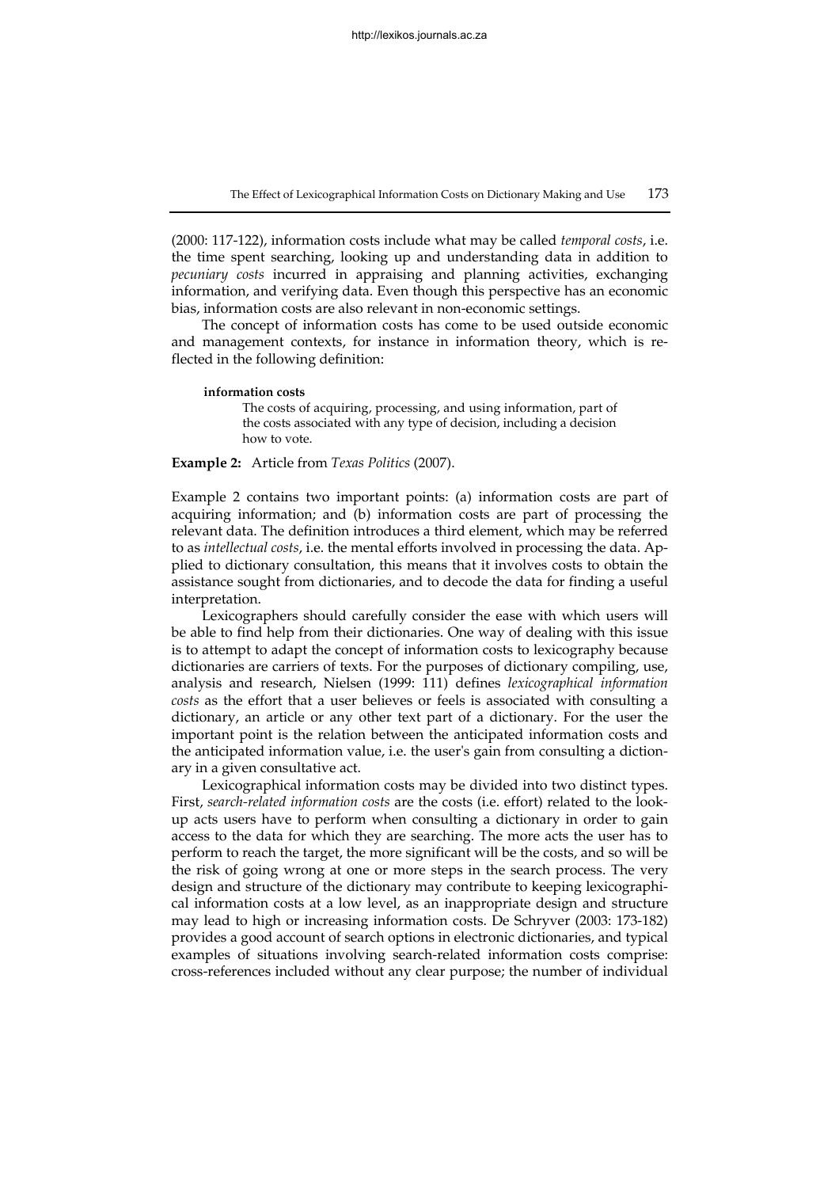(2000: 117-122), information costs include what may be called *temporal costs*, i.e. the time spent searching, looking up and understanding data in addition to *pecuniary costs* incurred in appraising and planning activities, exchanging information, and verifying data. Even though this perspective has an economic bias, information costs are also relevant in non-economic settings.

The concept of information costs has come to be used outside economic and management contexts, for instance in information theory, which is reflected in the following definition:

> **information costs**
>
> The costs of acquiring, processing, and using information, part of the costs associated with any type of decision, including a decision how to vote.

**Example 2:** Article from *Texas Politics* (2007).

Example 2 contains two important points: (a) information costs are part of acquiring information; and (b) information costs are part of processing the relevant data. The definition introduces a third element, which may be referred to as *intellectual costs*, i.e. the mental efforts involved in processing the data. Applied to dictionary consultation, this means that it involves costs to obtain the assistance sought from dictionaries, and to decode the data for finding a useful interpretation.

Lexicographers should carefully consider the ease with which users will be able to find help from their dictionaries. One way of dealing with this issue is to attempt to adapt the concept of information costs to lexicography because dictionaries are carriers of texts. For the purposes of dictionary compiling, use, analysis and research, Nielsen (1999: 111) defines *lexicographical information costs* as the effort that a user believes or feels is associated with consulting a dictionary, an article or any other text part of a dictionary. For the user the important point is the relation between the anticipated information costs and the anticipated information value, i.e. the user's gain from consulting a dictionary in a given consultative act.

Lexicographical information costs may be divided into two distinct types. First, *search-related information costs* are the costs (i.e. effort) related to the lookup acts users have to perform when consulting a dictionary in order to gain access to the data for which they are searching. The more acts the user has to perform to reach the target, the more significant will be the costs, and so will be the risk of going wrong at one or more steps in the search process. The very design and structure of the dictionary may contribute to keeping lexicographical information costs at a low level, as an inappropriate design and structure may lead to high or increasing information costs. De Schryver (2003: 173-182) provides a good account of search options in electronic dictionaries, and typical examples of situations involving search-related information costs comprise: cross-references included without any clear purpose; the number of individual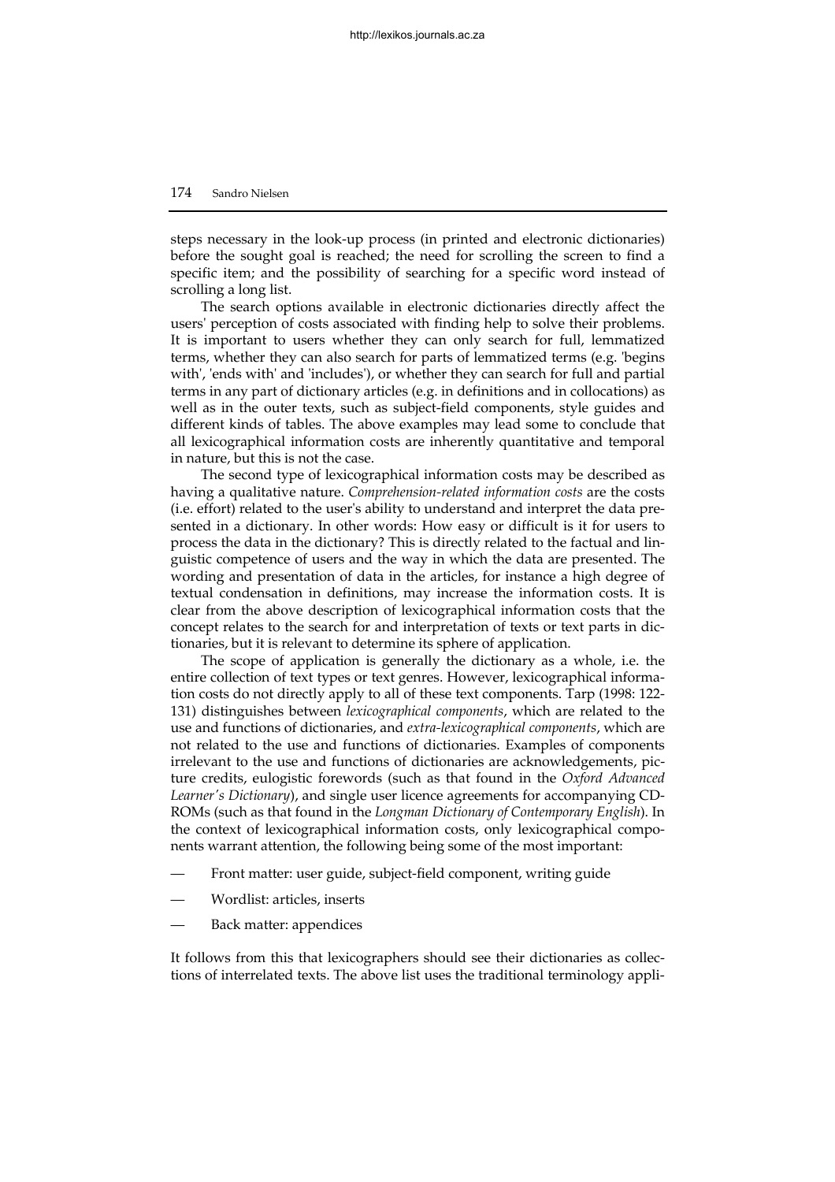steps necessary in the look-up process (in printed and electronic dictionaries) before the sought goal is reached; the need for scrolling the screen to find a specific item; and the possibility of searching for a specific word instead of scrolling a long list.

The search options available in electronic dictionaries directly affect the users' perception of costs associated with finding help to solve their problems. It is important to users whether they can only search for full, lemmatized terms, whether they can also search for parts of lemmatized terms (e.g. 'begins with', 'ends with' and 'includes'), or whether they can search for full and partial terms in any part of dictionary articles (e.g. in definitions and in collocations) as well as in the outer texts, such as subject-field components, style guides and different kinds of tables. The above examples may lead some to conclude that all lexicographical information costs are inherently quantitative and temporal in nature, but this is not the case.

The second type of lexicographical information costs may be described as having a qualitative nature. *Comprehension-related information costs* are the costs (i.e. effort) related to the user's ability to understand and interpret the data presented in a dictionary. In other words: How easy or difficult is it for users to process the data in the dictionary? This is directly related to the factual and linguistic competence of users and the way in which the data are presented. The wording and presentation of data in the articles, for instance a high degree of textual condensation in definitions, may increase the information costs. It is clear from the above description of lexicographical information costs that the concept relates to the search for and interpretation of texts or text parts in dictionaries, but it is relevant to determine its sphere of application.

The scope of application is generally the dictionary as a whole, i.e. the entire collection of text types or text genres. However, lexicographical information costs do not directly apply to all of these text components. Tarp (1998: 122-131) distinguishes between *lexicographical components*, which are related to the use and functions of dictionaries, and *extra-lexicographical components*, which are not related to the use and functions of dictionaries. Examples of components irrelevant to the use and functions of dictionaries are acknowledgements, picture credits, eulogistic forewords (such as that found in the *Oxford Advanced Learner's Dictionary*), and single user licence agreements for accompanying CD-ROMs (such as that found in the *Longman Dictionary of Contemporary English*). In the context of lexicographical information costs, only lexicographical components warrant attention, the following being some of the most important:

— Front matter: user guide, subject-field component, writing guide

— Wordlist: articles, inserts

— Back matter: appendices

It follows from this that lexicographers should see their dictionaries as collections of interrelated texts. The above list uses the traditional terminology appli-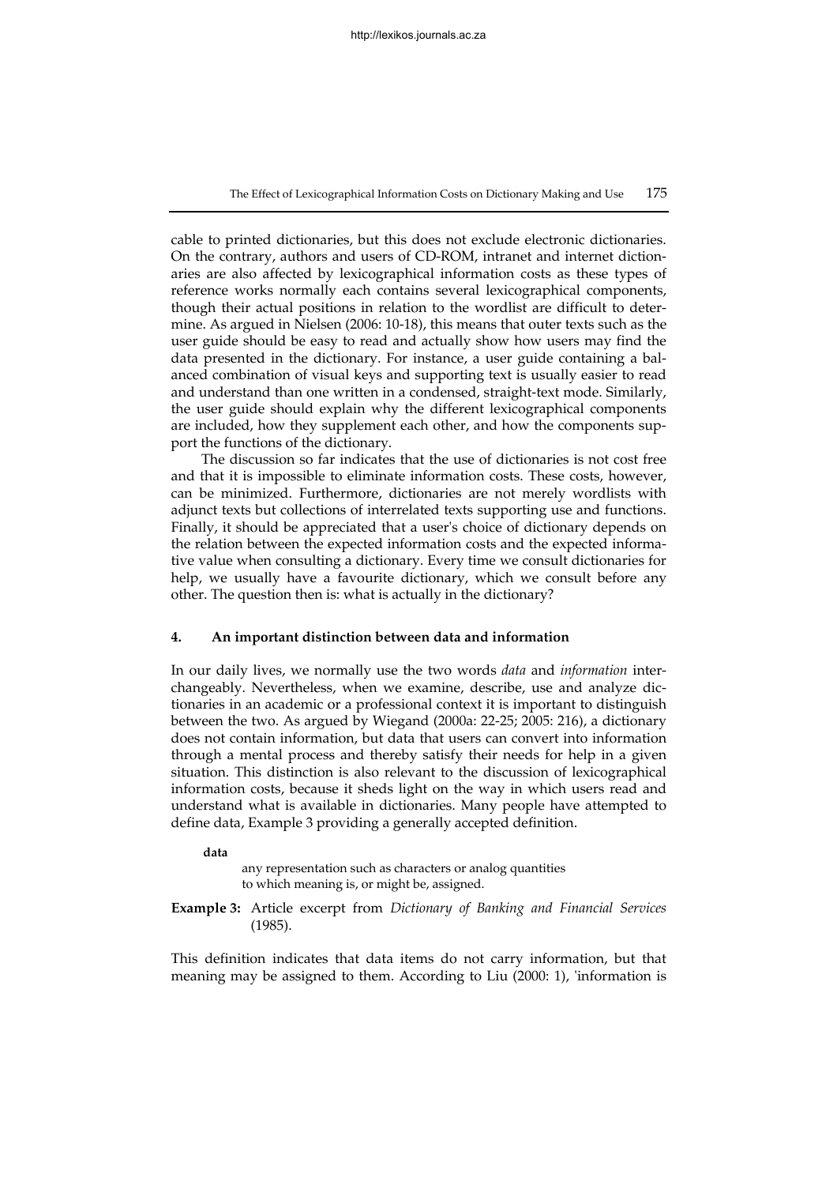cable to printed dictionaries, but this does not exclude electronic dictionaries. On the contrary, authors and users of CD-ROM, intranet and internet dictionaries are also affected by lexicographical information costs as these types of reference works normally each contains several lexicographical components, though their actual positions in relation to the wordlist are difficult to determine. As argued in Nielsen (2006: 10-18), this means that outer texts such as the user guide should be easy to read and actually show how users may find the data presented in the dictionary. For instance, a user guide containing a balanced combination of visual keys and supporting text is usually easier to read and understand than one written in a condensed, straight-text mode. Similarly, the user guide should explain why the different lexicographical components are included, how they supplement each other, and how the components support the functions of the dictionary.

The discussion so far indicates that the use of dictionaries is not cost free and that it is impossible to eliminate information costs. These costs, however, can be minimized. Furthermore, dictionaries are not merely wordlists with adjunct texts but collections of interrelated texts supporting use and functions. Finally, it should be appreciated that a user's choice of dictionary depends on the relation between the expected information costs and the expected informative value when consulting a dictionary. Every time we consult dictionaries for help, we usually have a favourite dictionary, which we consult before any other. The question then is: what is actually in the dictionary?

## 4. An important distinction between data and information

In our daily lives, we normally use the two words *data* and *information* interchangeably. Nevertheless, when we examine, describe, use and analyze dictionaries in an academic or a professional context it is important to distinguish between the two. As argued by Wiegand (2000a: 22-25; 2005: 216), a dictionary does not contain information, but data that users can convert into information through a mental process and thereby satisfy their needs for help in a given situation. This distinction is also relevant to the discussion of lexicographical information costs, because it sheds light on the way in which users read and understand what is available in dictionaries. Many people have attempted to define data, Example 3 providing a generally accepted definition.

> **data**
>
> any representation such as characters or analog quantities to which meaning is, or might be, assigned.

**Example 3:** Article excerpt from *Dictionary of Banking and Financial Services* (1985).

This definition indicates that data items do not carry information, but that meaning may be assigned to them. According to Liu (2000: 1), 'information is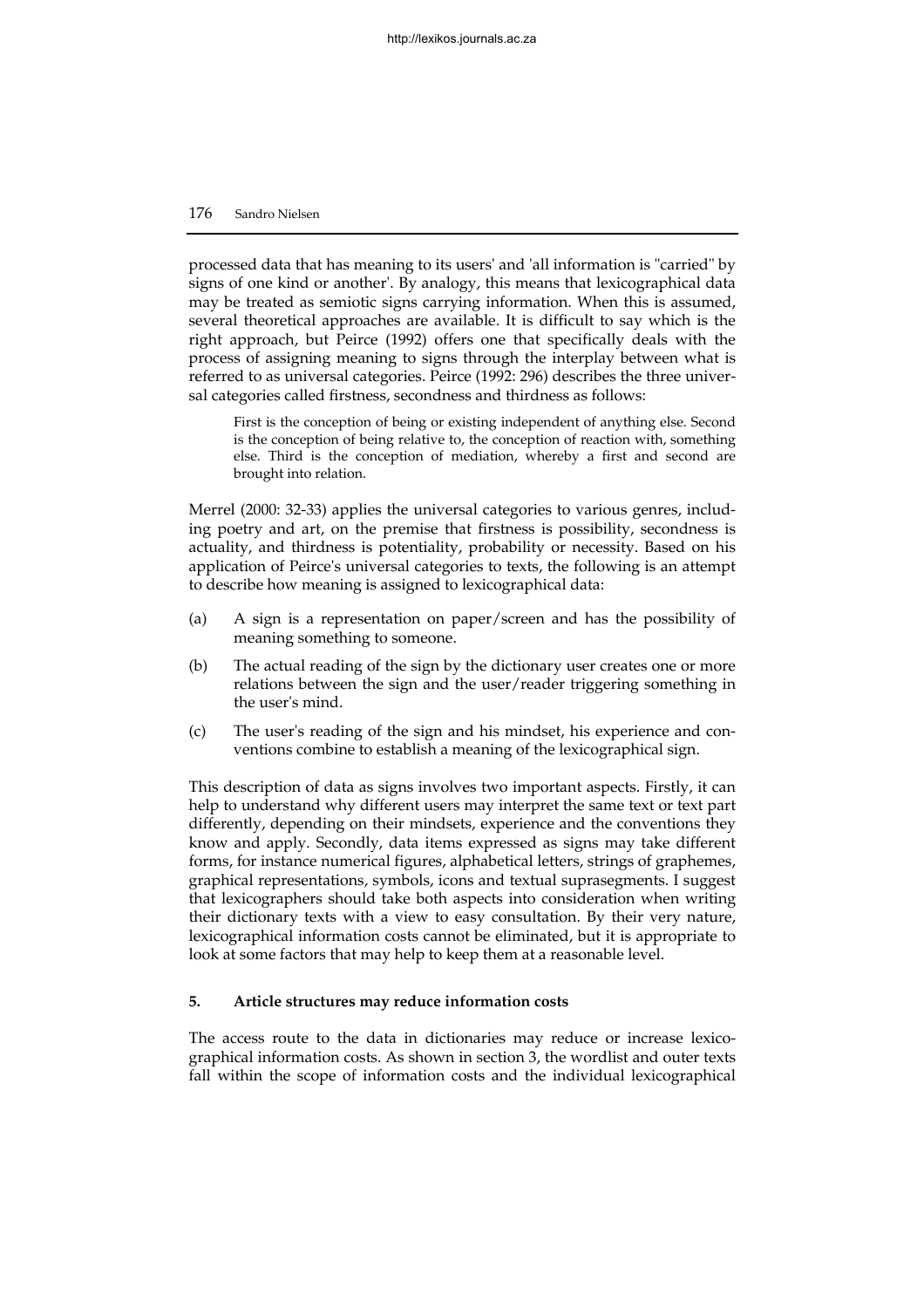processed data that has meaning to its users' and 'all information is "carried" by signs of one kind or another'. By analogy, this means that lexicographical data may be treated as semiotic signs carrying information. When this is assumed, several theoretical approaches are available. It is difficult to say which is the right approach, but Peirce (1992) offers one that specifically deals with the process of assigning meaning to signs through the interplay between what is referred to as universal categories. Peirce (1992: 296) describes the three universal categories called firstness, secondness and thirdness as follows:

> First is the conception of being or existing independent of anything else. Second is the conception of being relative to, the conception of reaction with, something else. Third is the conception of mediation, whereby a first and second are brought into relation.

Merrel (2000: 32-33) applies the universal categories to various genres, including poetry and art, on the premise that firstness is possibility, secondness is actuality, and thirdness is potentiality, probability or necessity. Based on his application of Peirce's universal categories to texts, the following is an attempt to describe how meaning is assigned to lexicographical data:

(a) A sign is a representation on paper/screen and has the possibility of meaning something to someone.

(b) The actual reading of the sign by the dictionary user creates one or more relations between the sign and the user/reader triggering something in the user's mind.

(c) The user's reading of the sign and his mindset, his experience and conventions combine to establish a meaning of the lexicographical sign.

This description of data as signs involves two important aspects. Firstly, it can help to understand why different users may interpret the same text or text part differently, depending on their mindsets, experience and the conventions they know and apply. Secondly, data items expressed as signs may take different forms, for instance numerical figures, alphabetical letters, strings of graphemes, graphical representations, symbols, icons and textual suprasegments. I suggest that lexicographers should take both aspects into consideration when writing their dictionary texts with a view to easy consultation. By their very nature, lexicographical information costs cannot be eliminated, but it is appropriate to look at some factors that may help to keep them at a reasonable level.

## 5. Article structures may reduce information costs

The access route to the data in dictionaries may reduce or increase lexicographical information costs. As shown in section 3, the wordlist and outer texts fall within the scope of information costs and the individual lexicographical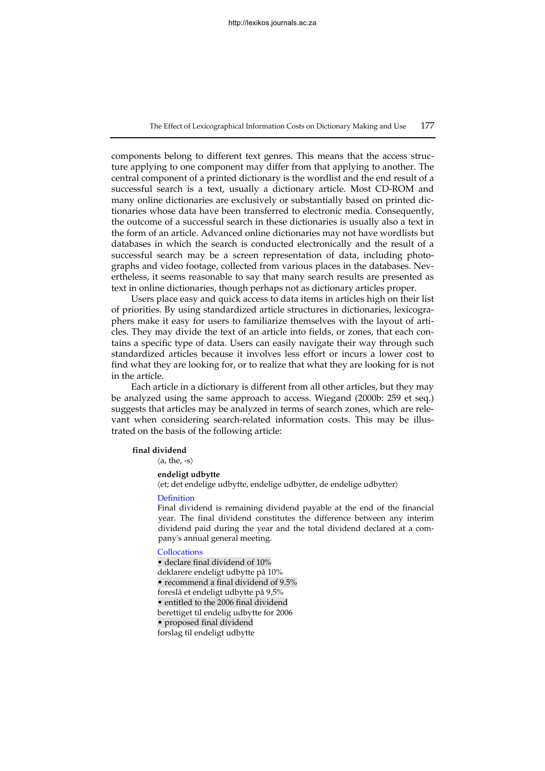components belong to different text genres. This means that the access structure applying to one component may differ from that applying to another. The central component of a printed dictionary is the wordlist and the end result of a successful search is a text, usually a dictionary article. Most CD-ROM and many online dictionaries are exclusively or substantially based on printed dictionaries whose data have been transferred to electronic media. Consequently, the outcome of a successful search in these dictionaries is usually also a text in the form of an article. Advanced online dictionaries may not have wordlists but databases in which the search is conducted electronically and the result of a successful search may be a screen representation of data, including photographs and video footage, collected from various places in the databases. Nevertheless, it seems reasonable to say that many search results are presented as text in online dictionaries, though perhaps not as dictionary articles proper.

Users place easy and quick access to data items in articles high on their list of priorities. By using standardized article structures in dictionaries, lexicographers make it easy for users to familiarize themselves with the layout of articles. They may divide the text of an article into fields, or zones, that each contains a specific type of data. Users can easily navigate their way through such standardized articles because it involves less effort or incurs a lower cost to find what they are looking for, or to realize that what they are looking for is not in the article.

Each article in a dictionary is different from all other articles, but they may be analyzed using the same approach to access. Wiegand (2000b: 259 et seq.) suggests that articles may be analyzed in terms of search zones, which are relevant when considering search-related information costs. This may be illustrated on the basis of the following article:

**final dividend**
⟨a, the, -s⟩

**endeligt udbytte**
⟨et; det endelige udbytte, endelige udbytter, de endelige udbytter⟩

Definition

Final dividend is remaining dividend payable at the end of the financial year. The final dividend constitutes the difference between any interim dividend paid during the year and the total dividend declared at a company's annual general meeting.

Collocations

• declare final dividend of 10%
deklarere endeligt udbytte på 10%
• recommend a final dividend of 9.5%
foreslå et endeligt udbytte på 9,5%
• entitled to the 2006 final dividend
berettiget til endelig udbytte for 2006
• proposed final dividend
forslag til endeligt udbytte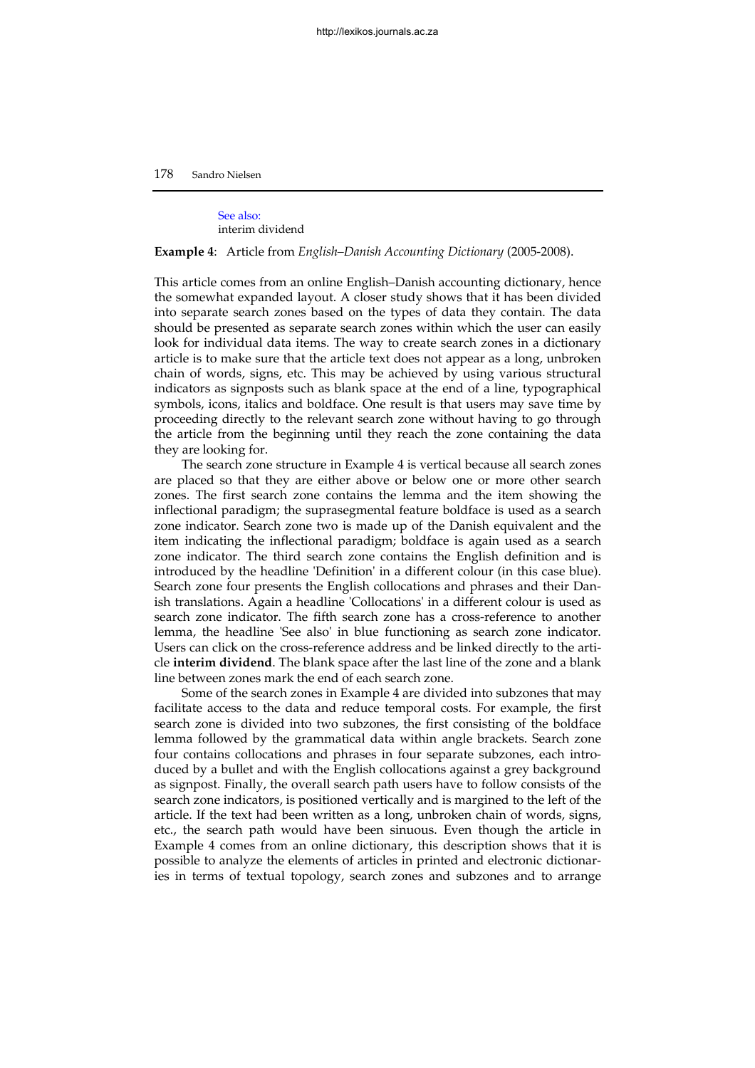See also:
interim dividend

**Example 4**: Article from *English–Danish Accounting Dictionary* (2005-2008).

This article comes from an online English–Danish accounting dictionary, hence the somewhat expanded layout. A closer study shows that it has been divided into separate search zones based on the types of data they contain. The data should be presented as separate search zones within which the user can easily look for individual data items. The way to create search zones in a dictionary article is to make sure that the article text does not appear as a long, unbroken chain of words, signs, etc. This may be achieved by using various structural indicators as signposts such as blank space at the end of a line, typographical symbols, icons, italics and boldface. One result is that users may save time by proceeding directly to the relevant search zone without having to go through the article from the beginning until they reach the zone containing the data they are looking for.

The search zone structure in Example 4 is vertical because all search zones are placed so that they are either above or below one or more other search zones. The first search zone contains the lemma and the item showing the inflectional paradigm; the suprasegmental feature boldface is used as a search zone indicator. Search zone two is made up of the Danish equivalent and the item indicating the inflectional paradigm; boldface is again used as a search zone indicator. The third search zone contains the English definition and is introduced by the headline 'Definition' in a different colour (in this case blue). Search zone four presents the English collocations and phrases and their Danish translations. Again a headline 'Collocations' in a different colour is used as search zone indicator. The fifth search zone has a cross-reference to another lemma, the headline 'See also' in blue functioning as search zone indicator. Users can click on the cross-reference address and be linked directly to the article **interim dividend**. The blank space after the last line of the zone and a blank line between zones mark the end of each search zone.

Some of the search zones in Example 4 are divided into subzones that may facilitate access to the data and reduce temporal costs. For example, the first search zone is divided into two subzones, the first consisting of the boldface lemma followed by the grammatical data within angle brackets. Search zone four contains collocations and phrases in four separate subzones, each introduced by a bullet and with the English collocations against a grey background as signpost. Finally, the overall search path users have to follow consists of the search zone indicators, is positioned vertically and is margined to the left of the article. If the text had been written as a long, unbroken chain of words, signs, etc., the search path would have been sinuous. Even though the article in Example 4 comes from an online dictionary, this description shows that it is possible to analyze the elements of articles in printed and electronic dictionaries in terms of textual topology, search zones and subzones and to arrange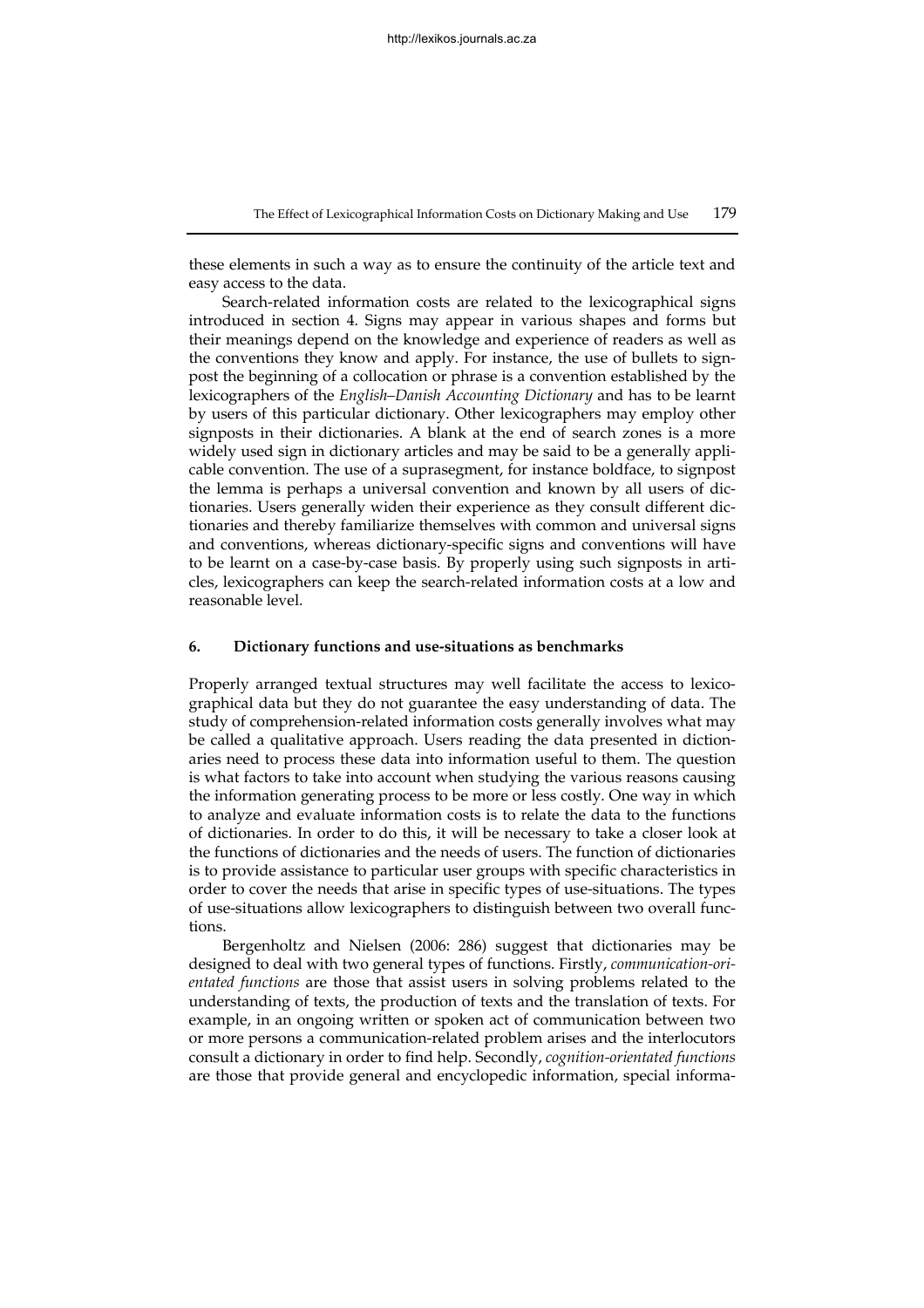these elements in such a way as to ensure the continuity of the article text and easy access to the data.

Search-related information costs are related to the lexicographical signs introduced in section 4. Signs may appear in various shapes and forms but their meanings depend on the knowledge and experience of readers as well as the conventions they know and apply. For instance, the use of bullets to signpost the beginning of a collocation or phrase is a convention established by the lexicographers of the *English–Danish Accounting Dictionary* and has to be learnt by users of this particular dictionary. Other lexicographers may employ other signposts in their dictionaries. A blank at the end of search zones is a more widely used sign in dictionary articles and may be said to be a generally applicable convention. The use of a suprasegment, for instance boldface, to signpost the lemma is perhaps a universal convention and known by all users of dictionaries. Users generally widen their experience as they consult different dictionaries and thereby familiarize themselves with common and universal signs and conventions, whereas dictionary-specific signs and conventions will have to be learnt on a case-by-case basis. By properly using such signposts in articles, lexicographers can keep the search-related information costs at a low and reasonable level.

## 6. Dictionary functions and use-situations as benchmarks

Properly arranged textual structures may well facilitate the access to lexicographical data but they do not guarantee the easy understanding of data. The study of comprehension-related information costs generally involves what may be called a qualitative approach. Users reading the data presented in dictionaries need to process these data into information useful to them. The question is what factors to take into account when studying the various reasons causing the information generating process to be more or less costly. One way in which to analyze and evaluate information costs is to relate the data to the functions of dictionaries. In order to do this, it will be necessary to take a closer look at the functions of dictionaries and the needs of users. The function of dictionaries is to provide assistance to particular user groups with specific characteristics in order to cover the needs that arise in specific types of use-situations. The types of use-situations allow lexicographers to distinguish between two overall functions.

Bergenholtz and Nielsen (2006: 286) suggest that dictionaries may be designed to deal with two general types of functions. Firstly, *communication-orientated functions* are those that assist users in solving problems related to the understanding of texts, the production of texts and the translation of texts. For example, in an ongoing written or spoken act of communication between two or more persons a communication-related problem arises and the interlocutors consult a dictionary in order to find help. Secondly, *cognition-orientated functions* are those that provide general and encyclopedic information, special informa-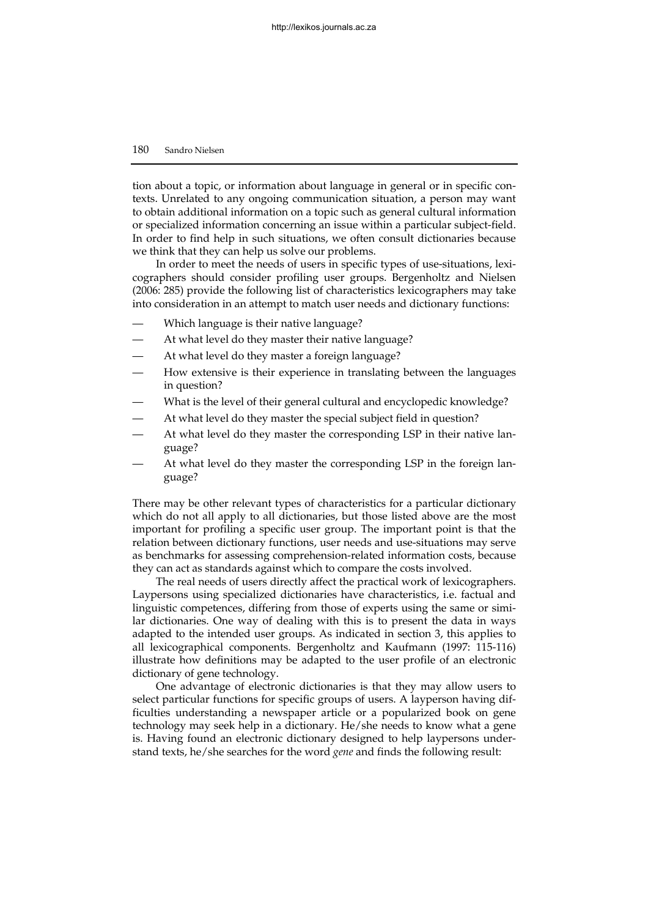tion about a topic, or information about language in general or in specific contexts. Unrelated to any ongoing communication situation, a person may want to obtain additional information on a topic such as general cultural information or specialized information concerning an issue within a particular subject-field. In order to find help in such situations, we often consult dictionaries because we think that they can help us solve our problems.

In order to meet the needs of users in specific types of use-situations, lexicographers should consider profiling user groups. Bergenholtz and Nielsen (2006: 285) provide the following list of characteristics lexicographers may take into consideration in an attempt to match user needs and dictionary functions:

- Which language is their native language?
- At what level do they master their native language?
- At what level do they master a foreign language?
- How extensive is their experience in translating between the languages in question?
- What is the level of their general cultural and encyclopedic knowledge?
- At what level do they master the special subject field in question?
- At what level do they master the corresponding LSP in their native language?
- At what level do they master the corresponding LSP in the foreign language?

There may be other relevant types of characteristics for a particular dictionary which do not all apply to all dictionaries, but those listed above are the most important for profiling a specific user group. The important point is that the relation between dictionary functions, user needs and use-situations may serve as benchmarks for assessing comprehension-related information costs, because they can act as standards against which to compare the costs involved.

The real needs of users directly affect the practical work of lexicographers. Laypersons using specialized dictionaries have characteristics, i.e. factual and linguistic competences, differing from those of experts using the same or similar dictionaries. One way of dealing with this is to present the data in ways adapted to the intended user groups. As indicated in section 3, this applies to all lexicographical components. Bergenholtz and Kaufmann (1997: 115-116) illustrate how definitions may be adapted to the user profile of an electronic dictionary of gene technology.

One advantage of electronic dictionaries is that they may allow users to select particular functions for specific groups of users. A layperson having difficulties understanding a newspaper article or a popularized book on gene technology may seek help in a dictionary. He/she needs to know what a gene is. Having found an electronic dictionary designed to help laypersons understand texts, he/she searches for the word *gene* and finds the following result: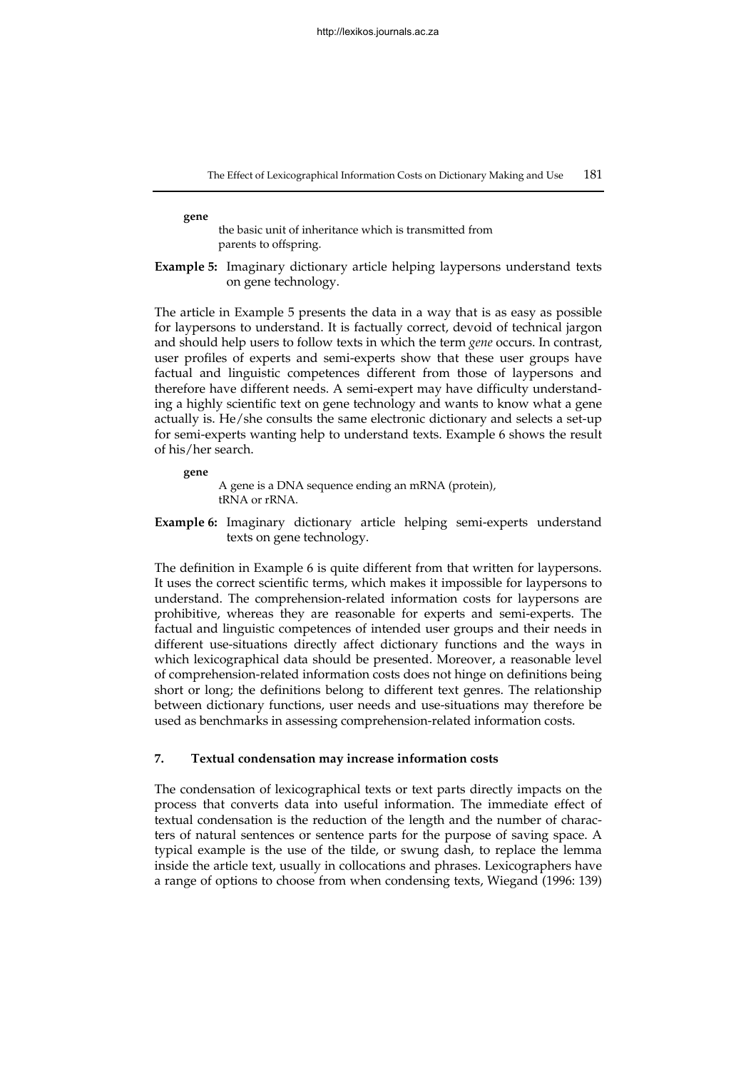**gene**

the basic unit of inheritance which is transmitted from parents to offspring.

**Example 5:** Imaginary dictionary article helping laypersons understand texts on gene technology.

The article in Example 5 presents the data in a way that is as easy as possible for laypersons to understand. It is factually correct, devoid of technical jargon and should help users to follow texts in which the term *gene* occurs. In contrast, user profiles of experts and semi-experts show that these user groups have factual and linguistic competences different from those of laypersons and therefore have different needs. A semi-expert may have difficulty understanding a highly scientific text on gene technology and wants to know what a gene actually is. He/she consults the same electronic dictionary and selects a set-up for semi-experts wanting help to understand texts. Example 6 shows the result of his/her search.

**gene**

A gene is a DNA sequence ending an mRNA (protein), tRNA or rRNA.

**Example 6:** Imaginary dictionary article helping semi-experts understand texts on gene technology.

The definition in Example 6 is quite different from that written for laypersons. It uses the correct scientific terms, which makes it impossible for laypersons to understand. The comprehension-related information costs for laypersons are prohibitive, whereas they are reasonable for experts and semi-experts. The factual and linguistic competences of intended user groups and their needs in different use-situations directly affect dictionary functions and the ways in which lexicographical data should be presented. Moreover, a reasonable level of comprehension-related information costs does not hinge on definitions being short or long; the definitions belong to different text genres. The relationship between dictionary functions, user needs and use-situations may therefore be used as benchmarks in assessing comprehension-related information costs.

## 7. Textual condensation may increase information costs

The condensation of lexicographical texts or text parts directly impacts on the process that converts data into useful information. The immediate effect of textual condensation is the reduction of the length and the number of characters of natural sentences or sentence parts for the purpose of saving space. A typical example is the use of the tilde, or swung dash, to replace the lemma inside the article text, usually in collocations and phrases. Lexicographers have a range of options to choose from when condensing texts, Wiegand (1996: 139)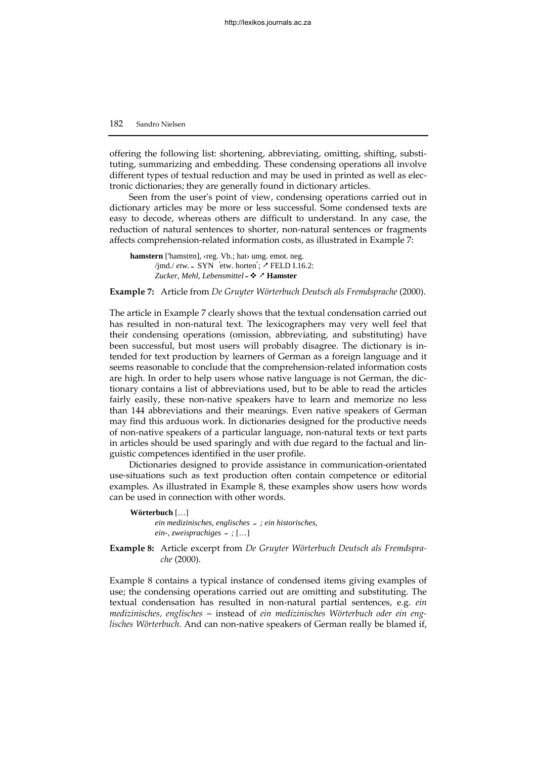offering the following list: shortening, abbreviating, omitting, shifting, substituting, summarizing and embedding. These condensing operations all involve different types of textual reduction and may be used in printed as well as electronic dictionaries; they are generally found in dictionary articles.

Seen from the user's point of view, condensing operations carried out in dictionary articles may be more or less successful. Some condensed texts are easy to decode, whereas others are difficult to understand. In any case, the reduction of natural sentences to shorter, non-natural sentences or fragments affects comprehension-related information costs, as illustrated in Example 7:

> **hamstern** ['hamstɐn], ‹reg. Vb.; hat› umg. emot. neg. /jmd./ *etw.* ~ SYN ˈetw. hortenˈ; ↗ FELD I.16.2: *Zucker, Mehl, Lebensmittel* ~ ❖ ↗ **Hamster**

**Example 7:** Article from *De Gruyter Wörterbuch Deutsch als Fremdsprache* (2000).

The article in Example 7 clearly shows that the textual condensation carried out has resulted in non-natural text. The lexicographers may very well feel that their condensing operations (omission, abbreviating, and substituting) have been successful, but most users will probably disagree. The dictionary is intended for text production by learners of German as a foreign language and it seems reasonable to conclude that the comprehension-related information costs are high. In order to help users whose native language is not German, the dictionary contains a list of abbreviations used, but to be able to read the articles fairly easily, these non-native speakers have to learn and memorize no less than 144 abbreviations and their meanings. Even native speakers of German may find this arduous work. In dictionaries designed for the productive needs of non-native speakers of a particular language, non-natural texts or text parts in articles should be used sparingly and with due regard to the factual and linguistic competences identified in the user profile.

Dictionaries designed to provide assistance in communication-orientated use-situations such as text production often contain competence or editorial examples. As illustrated in Example 8, these examples show users how words can be used in connection with other words.

> **Wörterbuch** […]
> *ein medizinisches, englisches ~ ; ein historisches, ein-, zweisprachiges ~ ;* […]

**Example 8:** Article excerpt from *De Gruyter Wörterbuch Deutsch als Fremdsprache* (2000).

Example 8 contains a typical instance of condensed items giving examples of use; the condensing operations carried out are omitting and substituting. The textual condensation has resulted in non-natural partial sentences, e.g. *ein medizinisches, englisches* ~ instead of *ein medizinisches Wörterbuch oder ein englisches Wörterbuch*. And can non-native speakers of German really be blamed if,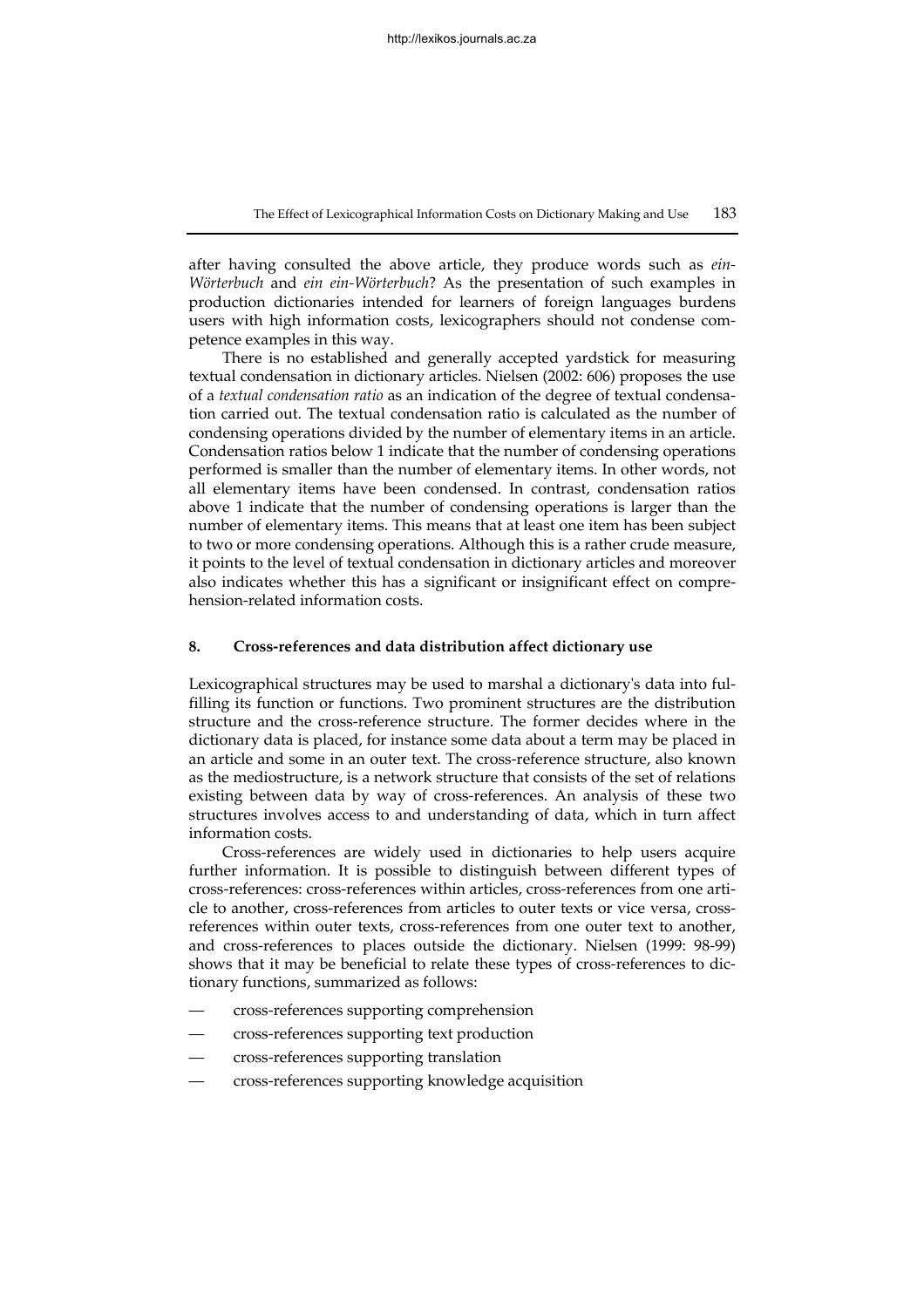after having consulted the above article, they produce words such as *ein-Wörterbuch* and *ein ein-Wörterbuch*? As the presentation of such examples in production dictionaries intended for learners of foreign languages burdens users with high information costs, lexicographers should not condense competence examples in this way.

There is no established and generally accepted yardstick for measuring textual condensation in dictionary articles. Nielsen (2002: 606) proposes the use of a *textual condensation ratio* as an indication of the degree of textual condensation carried out. The textual condensation ratio is calculated as the number of condensing operations divided by the number of elementary items in an article. Condensation ratios below 1 indicate that the number of condensing operations performed is smaller than the number of elementary items. In other words, not all elementary items have been condensed. In contrast, condensation ratios above 1 indicate that the number of condensing operations is larger than the number of elementary items. This means that at least one item has been subject to two or more condensing operations. Although this is a rather crude measure, it points to the level of textual condensation in dictionary articles and moreover also indicates whether this has a significant or insignificant effect on comprehension-related information costs.

## 8. Cross-references and data distribution affect dictionary use

Lexicographical structures may be used to marshal a dictionary's data into fulfilling its function or functions. Two prominent structures are the distribution structure and the cross-reference structure. The former decides where in the dictionary data is placed, for instance some data about a term may be placed in an article and some in an outer text. The cross-reference structure, also known as the mediostructure, is a network structure that consists of the set of relations existing between data by way of cross-references. An analysis of these two structures involves access to and understanding of data, which in turn affect information costs.

Cross-references are widely used in dictionaries to help users acquire further information. It is possible to distinguish between different types of cross-references: cross-references within articles, cross-references from one article to another, cross-references from articles to outer texts or vice versa, cross-references within outer texts, cross-references from one outer text to another, and cross-references to places outside the dictionary. Nielsen (1999: 98-99) shows that it may be beneficial to relate these types of cross-references to dictionary functions, summarized as follows:

— cross-references supporting comprehension
— cross-references supporting text production
— cross-references supporting translation
— cross-references supporting knowledge acquisition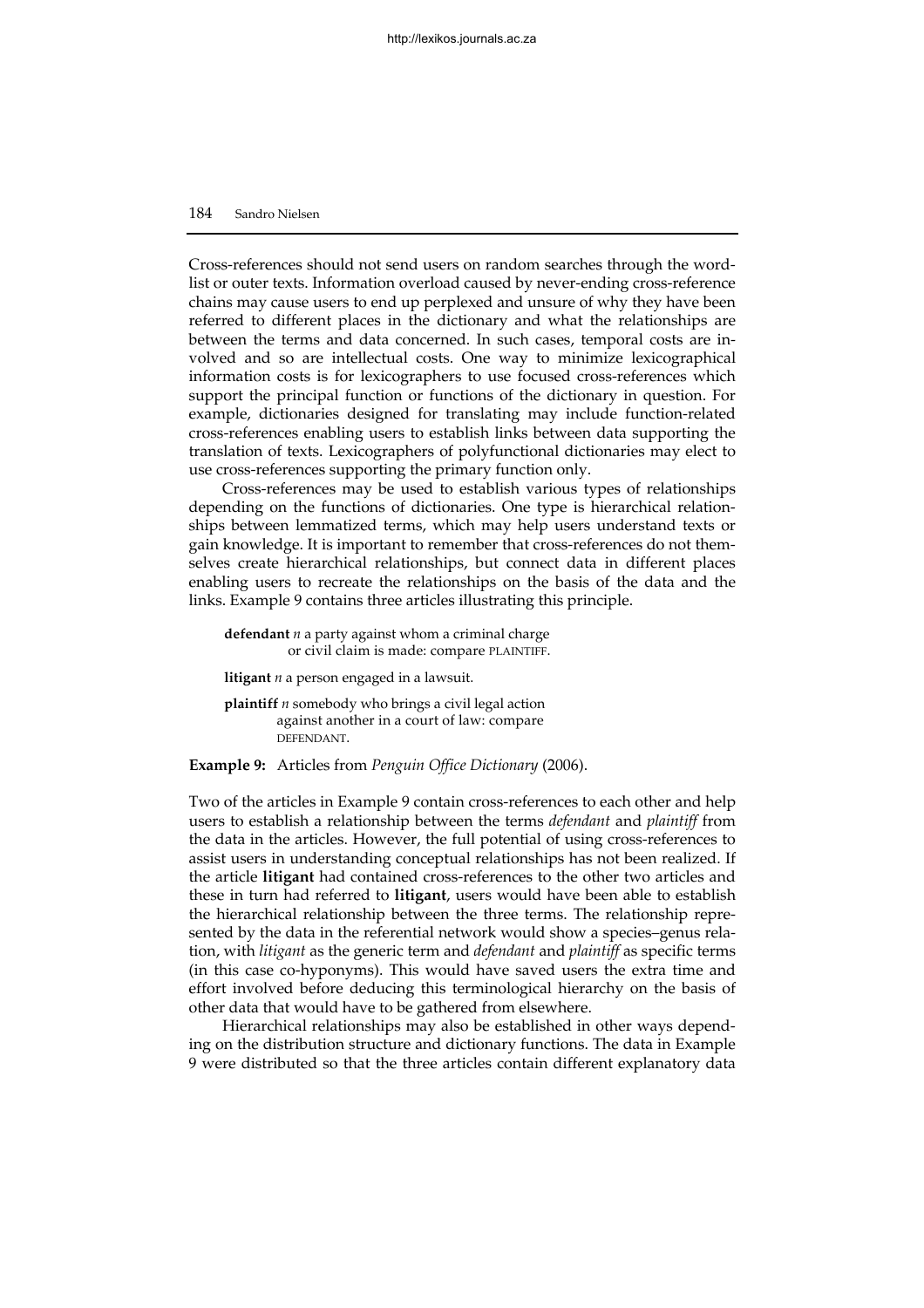Cross-references should not send users on random searches through the word-list or outer texts. Information overload caused by never-ending cross-reference chains may cause users to end up perplexed and unsure of why they have been referred to different places in the dictionary and what the relationships are between the terms and data concerned. In such cases, temporal costs are involved and so are intellectual costs. One way to minimize lexicographical information costs is for lexicographers to use focused cross-references which support the principal function or functions of the dictionary in question. For example, dictionaries designed for translating may include function-related cross-references enabling users to establish links between data supporting the translation of texts. Lexicographers of polyfunctional dictionaries may elect to use cross-references supporting the primary function only.

Cross-references may be used to establish various types of relationships depending on the functions of dictionaries. One type is hierarchical relationships between lemmatized terms, which may help users understand texts or gain knowledge. It is important to remember that cross-references do not themselves create hierarchical relationships, but connect data in different places enabling users to recreate the relationships on the basis of the data and the links. Example 9 contains three articles illustrating this principle.

> **defendant** *n* a party against whom a criminal charge or civil claim is made: compare PLAINTIFF.
>
> **litigant** *n* a person engaged in a lawsuit.
>
> **plaintiff** *n* somebody who brings a civil legal action against another in a court of law: compare DEFENDANT.

**Example 9:** Articles from *Penguin Office Dictionary* (2006).

Two of the articles in Example 9 contain cross-references to each other and help users to establish a relationship between the terms *defendant* and *plaintiff* from the data in the articles. However, the full potential of using cross-references to assist users in understanding conceptual relationships has not been realized. If the article **litigant** had contained cross-references to the other two articles and these in turn had referred to **litigant**, users would have been able to establish the hierarchical relationship between the three terms. The relationship represented by the data in the referential network would show a species–genus relation, with *litigant* as the generic term and *defendant* and *plaintiff* as specific terms (in this case co-hyponyms). This would have saved users the extra time and effort involved before deducing this terminological hierarchy on the basis of other data that would have to be gathered from elsewhere.

Hierarchical relationships may also be established in other ways depending on the distribution structure and dictionary functions. The data in Example 9 were distributed so that the three articles contain different explanatory data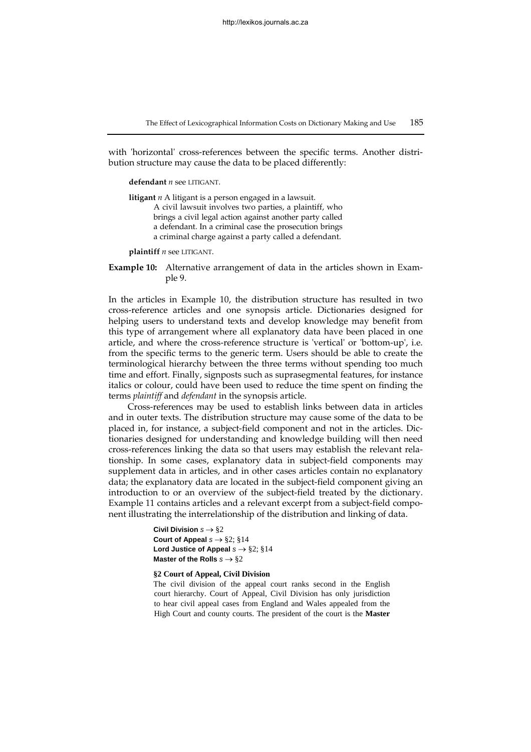with 'horizontal' cross-references between the specific terms. Another distribution structure may cause the data to be placed differently:

> **defendant** *n* see LITIGANT.
>
> **litigant** *n* A litigant is a person engaged in a lawsuit.
> A civil lawsuit involves two parties, a plaintiff, who brings a civil legal action against another party called a defendant. In a criminal case the prosecution brings a criminal charge against a party called a defendant.
>
> **plaintiff** *n* see LITIGANT.

**Example 10:** Alternative arrangement of data in the articles shown in Example 9.

In the articles in Example 10, the distribution structure has resulted in two cross-reference articles and one synopsis article. Dictionaries designed for helping users to understand texts and develop knowledge may benefit from this type of arrangement where all explanatory data have been placed in one article, and where the cross-reference structure is 'vertical' or 'bottom-up', i.e. from the specific terms to the generic term. Users should be able to create the terminological hierarchy between the three terms without spending too much time and effort. Finally, signposts such as suprasegmental features, for instance italics or colour, could have been used to reduce the time spent on finding the terms *plaintiff* and *defendant* in the synopsis article.

Cross-references may be used to establish links between data in articles and in outer texts. The distribution structure may cause some of the data to be placed in, for instance, a subject-field component and not in the articles. Dictionaries designed for understanding and knowledge building will then need cross-references linking the data so that users may establish the relevant relationship. In some cases, explanatory data in subject-field components may supplement data in articles, and in other cases articles contain no explanatory data; the explanatory data are located in the subject-field component giving an introduction to or an overview of the subject-field treated by the dictionary. Example 11 contains articles and a relevant excerpt from a subject-field component illustrating the interrelationship of the distribution and linking of data.

> **Civil Division** *s* → §2
> **Court of Appeal** *s* → §2; §14
> **Lord Justice of Appeal** *s* → §2; §14
> **Master of the Rolls** *s* → §2
>
> **§2 Court of Appeal, Civil Division**
> The civil division of the appeal court ranks second in the English court hierarchy. Court of Appeal, Civil Division has only jurisdiction to hear civil appeal cases from England and Wales appealed from the High Court and county courts. The president of the court is the **Master**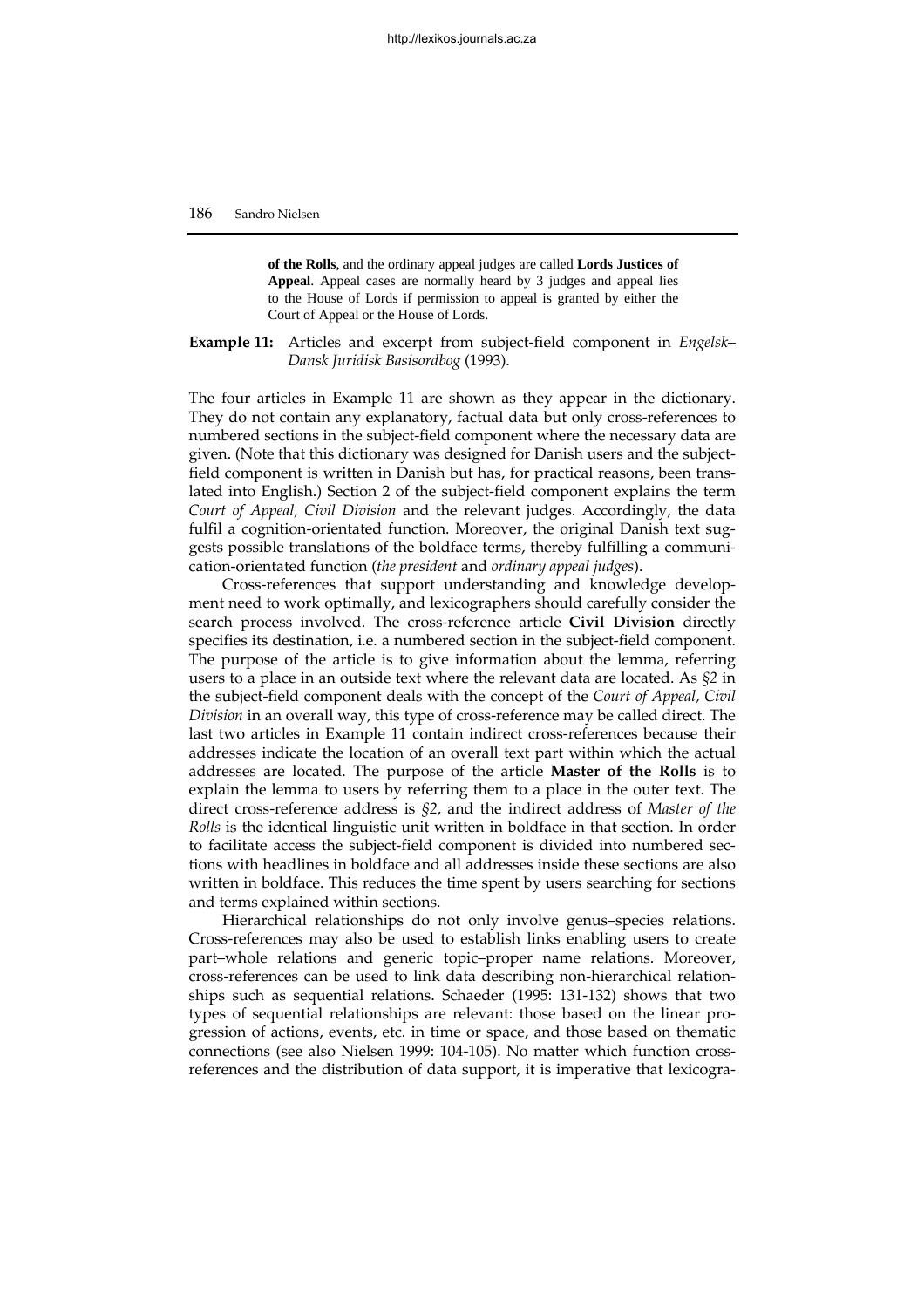**of the Rolls**, and the ordinary appeal judges are called **Lords Justices of Appeal**. Appeal cases are normally heard by 3 judges and appeal lies to the House of Lords if permission to appeal is granted by either the Court of Appeal or the House of Lords.

**Example 11:** Articles and excerpt from subject-field component in *Engelsk–Dansk Juridisk Basisordbog* (1993).

The four articles in Example 11 are shown as they appear in the dictionary. They do not contain any explanatory, factual data but only cross-references to numbered sections in the subject-field component where the necessary data are given. (Note that this dictionary was designed for Danish users and the subject-field component is written in Danish but has, for practical reasons, been translated into English.) Section 2 of the subject-field component explains the term *Court of Appeal, Civil Division* and the relevant judges. Accordingly, the data fulfil a cognition-orientated function. Moreover, the original Danish text suggests possible translations of the boldface terms, thereby fulfilling a communication-orientated function (*the president* and *ordinary appeal judges*).

Cross-references that support understanding and knowledge development need to work optimally, and lexicographers should carefully consider the search process involved. The cross-reference article **Civil Division** directly specifies its destination, i.e. a numbered section in the subject-field component. The purpose of the article is to give information about the lemma, referring users to a place in an outside text where the relevant data are located. As *§2* in the subject-field component deals with the concept of the *Court of Appeal, Civil Division* in an overall way, this type of cross-reference may be called direct. The last two articles in Example 11 contain indirect cross-references because their addresses indicate the location of an overall text part within which the actual addresses are located. The purpose of the article **Master of the Rolls** is to explain the lemma to users by referring them to a place in the outer text. The direct cross-reference address is *§2*, and the indirect address of *Master of the Rolls* is the identical linguistic unit written in boldface in that section. In order to facilitate access the subject-field component is divided into numbered sections with headlines in boldface and all addresses inside these sections are also written in boldface. This reduces the time spent by users searching for sections and terms explained within sections.

Hierarchical relationships do not only involve genus–species relations. Cross-references may also be used to establish links enabling users to create part–whole relations and generic topic–proper name relations. Moreover, cross-references can be used to link data describing non-hierarchical relationships such as sequential relations. Schaeder (1995: 131-132) shows that two types of sequential relationships are relevant: those based on the linear progression of actions, events, etc. in time or space, and those based on thematic connections (see also Nielsen 1999: 104-105). No matter which function cross-references and the distribution of data support, it is imperative that lexicogra-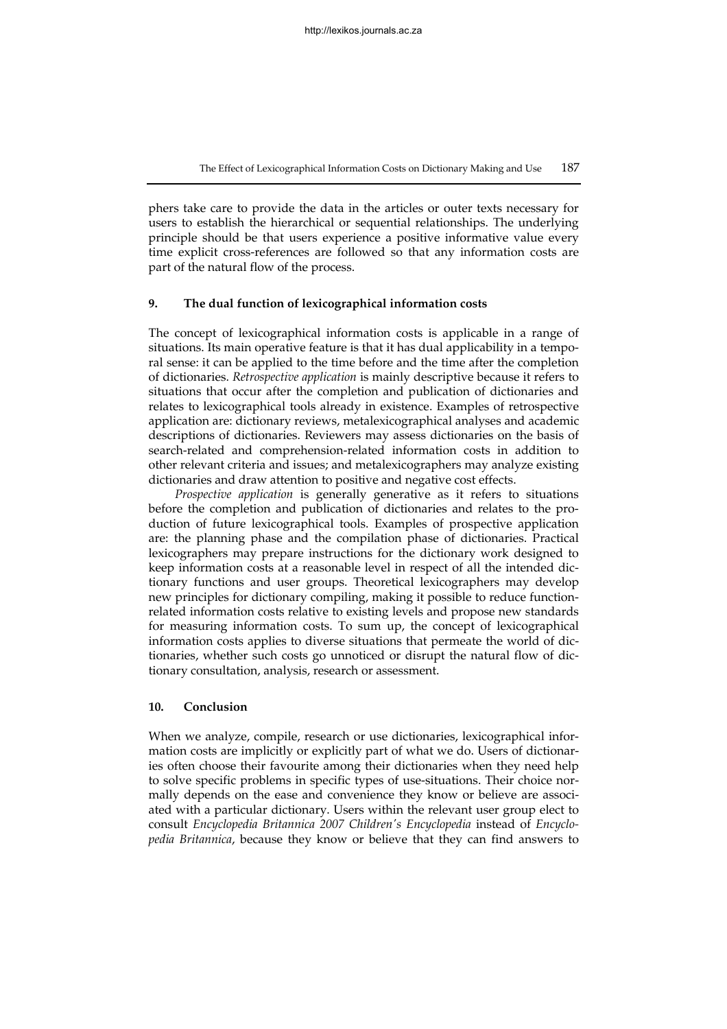phers take care to provide the data in the articles or outer texts necessary for users to establish the hierarchical or sequential relationships. The underlying principle should be that users experience a positive informative value every time explicit cross-references are followed so that any information costs are part of the natural flow of the process.

## 9. The dual function of lexicographical information costs

The concept of lexicographical information costs is applicable in a range of situations. Its main operative feature is that it has dual applicability in a temporal sense: it can be applied to the time before and the time after the completion of dictionaries. *Retrospective application* is mainly descriptive because it refers to situations that occur after the completion and publication of dictionaries and relates to lexicographical tools already in existence. Examples of retrospective application are: dictionary reviews, metalexicographical analyses and academic descriptions of dictionaries. Reviewers may assess dictionaries on the basis of search-related and comprehension-related information costs in addition to other relevant criteria and issues; and metalexicographers may analyze existing dictionaries and draw attention to positive and negative cost effects.

*Prospective application* is generally generative as it refers to situations before the completion and publication of dictionaries and relates to the production of future lexicographical tools. Examples of prospective application are: the planning phase and the compilation phase of dictionaries. Practical lexicographers may prepare instructions for the dictionary work designed to keep information costs at a reasonable level in respect of all the intended dictionary functions and user groups. Theoretical lexicographers may develop new principles for dictionary compiling, making it possible to reduce function-related information costs relative to existing levels and propose new standards for measuring information costs. To sum up, the concept of lexicographical information costs applies to diverse situations that permeate the world of dictionaries, whether such costs go unnoticed or disrupt the natural flow of dictionary consultation, analysis, research or assessment.

## 10. Conclusion

When we analyze, compile, research or use dictionaries, lexicographical information costs are implicitly or explicitly part of what we do. Users of dictionaries often choose their favourite among their dictionaries when they need help to solve specific problems in specific types of use-situations. Their choice normally depends on the ease and convenience they know or believe are associated with a particular dictionary. Users within the relevant user group elect to consult *Encyclopedia Britannica 2007 Children's Encyclopedia* instead of *Encyclopedia Britannica*, because they know or believe that they can find answers to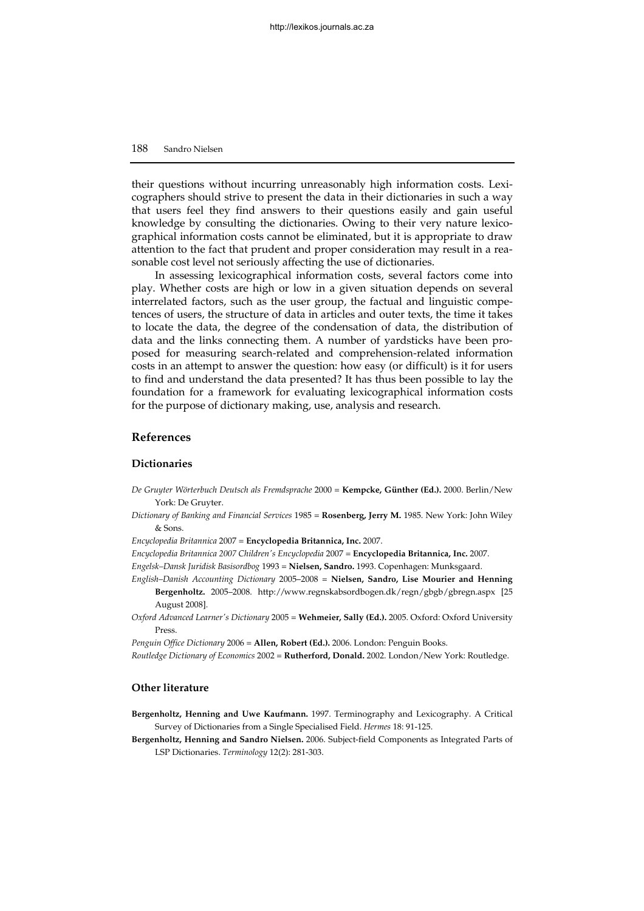their questions without incurring unreasonably high information costs. Lexicographers should strive to present the data in their dictionaries in such a way that users feel they find answers to their questions easily and gain useful knowledge by consulting the dictionaries. Owing to their very nature lexicographical information costs cannot be eliminated, but it is appropriate to draw attention to the fact that prudent and proper consideration may result in a reasonable cost level not seriously affecting the use of dictionaries.

In assessing lexicographical information costs, several factors come into play. Whether costs are high or low in a given situation depends on several interrelated factors, such as the user group, the factual and linguistic competences of users, the structure of data in articles and outer texts, the time it takes to locate the data, the degree of the condensation of data, the distribution of data and the links connecting them. A number of yardsticks have been proposed for measuring search-related and comprehension-related information costs in an attempt to answer the question: how easy (or difficult) is it for users to find and understand the data presented? It has thus been possible to lay the foundation for a framework for evaluating lexicographical information costs for the purpose of dictionary making, use, analysis and research.

## References

### Dictionaries

*De Gruyter Wörterbuch Deutsch als Fremdsprache* 2000 = **Kempcke, Günther (Ed.).** 2000. Berlin/New York: De Gruyter.

*Dictionary of Banking and Financial Services* 1985 = **Rosenberg, Jerry M.** 1985. New York: John Wiley & Sons.

*Encyclopedia Britannica* 2007 = **Encyclopedia Britannica, Inc.** 2007.

*Encyclopedia Britannica 2007 Children's Encyclopedia* 2007 = **Encyclopedia Britannica, Inc.** 2007.

*Engelsk–Dansk Juridisk Basisordbog* 1993 = **Nielsen, Sandro.** 1993. Copenhagen: Munksgaard.

*English–Danish Accounting Dictionary* 2005–2008 = **Nielsen, Sandro, Lise Mourier and Henning Bergenholtz.** 2005–2008. http://www.regnskabsordbogen.dk/regn/gbgb/gbregn.aspx [25 August 2008].

*Oxford Advanced Learner's Dictionary* 2005 = **Wehmeier, Sally (Ed.).** 2005. Oxford: Oxford University Press.

*Penguin Office Dictionary* 2006 = **Allen, Robert (Ed.).** 2006. London: Penguin Books.

*Routledge Dictionary of Economics* 2002 = **Rutherford, Donald.** 2002. London/New York: Routledge.

### Other literature

**Bergenholtz, Henning and Uwe Kaufmann.** 1997. Terminography and Lexicography. A Critical Survey of Dictionaries from a Single Specialised Field. *Hermes* 18: 91-125.

**Bergenholtz, Henning and Sandro Nielsen.** 2006. Subject-field Components as Integrated Parts of LSP Dictionaries. *Terminology* 12(2): 281-303.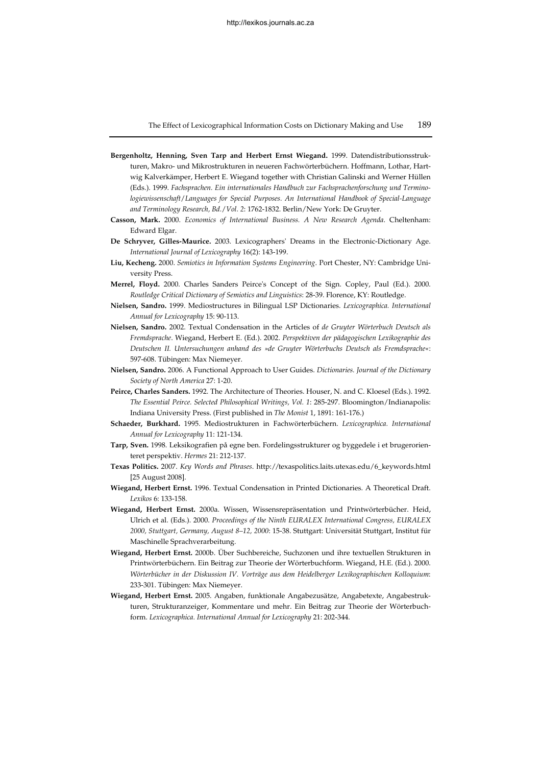**Bergenholtz, Henning, Sven Tarp and Herbert Ernst Wiegand.** 1999. Datendistributionsstrukturen, Makro- und Mikrostrukturen in neueren Fachwörterbüchern. Hoffmann, Lothar, Hartwig Kalverkämper, Herbert E. Wiegand together with Christian Galinski and Werner Hüllen (Eds.). 1999. *Fachsprachen. Ein internationales Handbuch zur Fachsprachenforschung und Terminologiewissenschaft/Languages for Special Purposes. An International Handbook of Special-Language and Terminology Research, Bd./Vol. 2*: 1762-1832. Berlin/New York: De Gruyter.

**Casson, Mark.** 2000. *Economics of International Business. A New Research Agenda.* Cheltenham: Edward Elgar.

**De Schryver, Gilles-Maurice.** 2003. Lexicographers' Dreams in the Electronic-Dictionary Age. *International Journal of Lexicography* 16(2): 143-199.

**Liu, Kecheng.** 2000. *Semiotics in Information Systems Engineering*. Port Chester, NY: Cambridge University Press.

**Merrel, Floyd.** 2000. Charles Sanders Peirce's Concept of the Sign. Copley, Paul (Ed.). 2000. *Routledge Critical Dictionary of Semiotics and Linguistics*: 28-39. Florence, KY: Routledge.

**Nielsen, Sandro.** 1999. Mediostructures in Bilingual LSP Dictionaries. *Lexicographica. International Annual for Lexicography* 15: 90-113.

**Nielsen, Sandro.** 2002. Textual Condensation in the Articles of *de Gruyter Wörterbuch Deutsch als Fremdsprache*. Wiegand, Herbert E. (Ed.). 2002. *Perspektiven der pädagogischen Lexikographie des Deutschen II. Untersuchungen anhand des »de Gruyter Wörterbuchs Deutsch als Fremdsprache«*: 597-608. Tübingen: Max Niemeyer.

**Nielsen, Sandro.** 2006. A Functional Approach to User Guides. *Dictionaries. Journal of the Dictionary Society of North America* 27: 1-20.

**Peirce, Charles Sanders.** 1992. The Architecture of Theories. Houser, N. and C. Kloesel (Eds.). 1992. *The Essential Peirce. Selected Philosophical Writings, Vol. 1*: 285-297. Bloomington/Indianapolis: Indiana University Press. (First published in *The Monist* 1, 1891: 161-176.)

**Schaeder, Burkhard.** 1995. Mediostrukturen in Fachwörterbüchern. *Lexicographica. International Annual for Lexicography* 11: 121-134.

**Tarp, Sven.** 1998. Leksikografien på egne ben. Fordelingsstrukturer og byggedele i et brugerorienteret perspektiv. *Hermes* 21: 212-137.

**Texas Politics.** 2007. *Key Words and Phrases*. http://texaspolitics.laits.utexas.edu/6_keywords.html [25 August 2008].

**Wiegand, Herbert Ernst.** 1996. Textual Condensation in Printed Dictionaries. A Theoretical Draft. *Lexikos* 6: 133-158.

**Wiegand, Herbert Ernst.** 2000a. Wissen, Wissensrepräsentation und Printwörterbücher. Heid, Ulrich et al. (Eds.). 2000. *Proceedings of the Ninth EURALEX International Congress, EURALEX 2000, Stuttgart, Germany, August 8–12, 2000*: 15-38. Stuttgart: Universität Stuttgart, Institut für Maschinelle Sprachverarbeitung.

**Wiegand, Herbert Ernst.** 2000b. Über Suchbereiche, Suchzonen und ihre textuellen Strukturen in Printwörterbüchern. Ein Beitrag zur Theorie der Wörterbuchform. Wiegand, H.E. (Ed.). 2000. *Wörterbücher in der Diskussion IV. Vorträge aus dem Heidelberger Lexikographischen Kolloquium*: 233-301. Tübingen: Max Niemeyer.

**Wiegand, Herbert Ernst.** 2005. Angaben, funktionale Angabezusätze, Angabetexte, Angabestrukturen, Strukturanzeiger, Kommentare und mehr. Ein Beitrag zur Theorie der Wörterbuchform. *Lexicographica. International Annual for Lexicography* 21: 202-344.